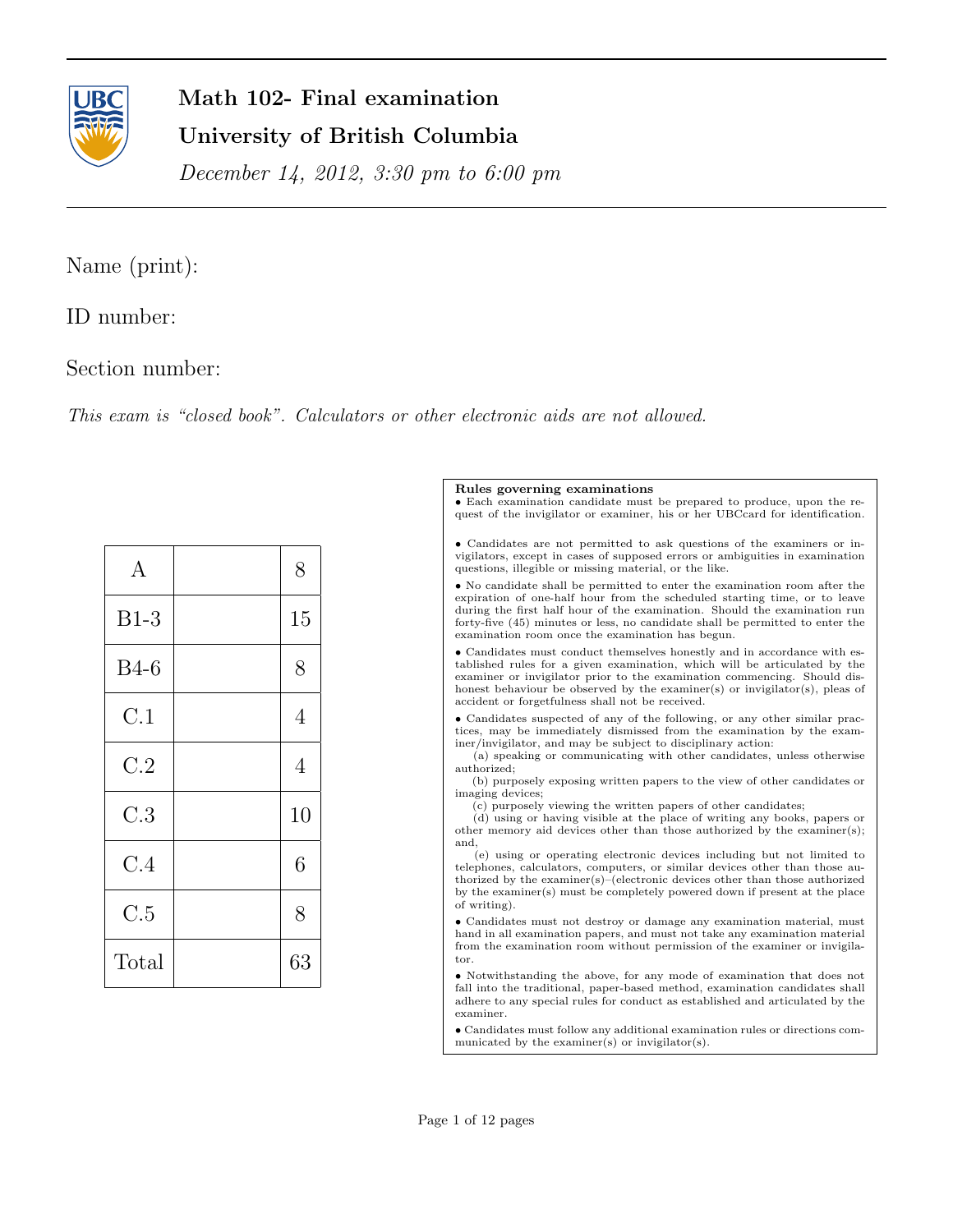# Math 102- Final examination

## University of British Columbia

*December 14, 2012, 3:30 pm to 6:00 pm*

---

Name (print):

ID number:

Section number:

*This exam is "closed book". Calculators or other electronic aids are not allowed.*

| A | | 8 |
|---|---|---|
| B1-3 | | 15 |
| B4-6 | | 8 |
| C.1 | | 4 |
| C.2 | | 4 |
| C.3 | | 10 |
| C.4 | | 6 |
| C.5 | | 8 |
| Total | | 63 |

**Rules governing examinations**

- Each examination candidate must be prepared to produce, upon the request of the invigilator or examiner, his or her UBCcard for identification.
- Candidates are not permitted to ask questions of the examiners or invigilators, except in cases of supposed errors or ambiguities in examination questions, illegible or missing material, or the like.
- No candidate shall be permitted to enter the examination room after the expiration of one-half hour from the scheduled starting time, or to leave during the first half hour of the examination. Should the examination run forty-five (45) minutes or less, no candidate shall be permitted to enter the examination room once the examination has begun.
- Candidates must conduct themselves honestly and in accordance with established rules for a given examination, which will be articulated by the examiner or invigilator prior to the examination commencing. Should dishonest behaviour be observed by the examiner(s) or invigilator(s), pleas of accident or forgetfulness shall not be received.
- Candidates suspected of any of the following, or any other similar practices, may be immediately dismissed from the examination by the examiner/invigilator, and may be subject to disciplinary action:
  - (a) speaking or communicating with other candidates, unless otherwise authorized;
  - (b) purposely exposing written papers to the view of other candidates or imaging devices;
  - (c) purposely viewing the written papers of other candidates;
  - (d) using or having visible at the place of writing any books, papers or other memory aid devices other than those authorized by the examiner(s); and,
  - (e) using or operating electronic devices including but not limited to telephones, calculators, computers, or similar devices other than those authorized by the examiner(s)–(electronic devices other than those authorized by the examiner(s) must be completely powered down if present at the place of writing).
- Candidates must not destroy or damage any examination material, must hand in all examination papers, and must not take any examination material from the examination room without permission of the examiner or invigilator.
- Notwithstanding the above, for any mode of examination that does not fall into the traditional, paper-based method, examination candidates shall adhere to any special rules for conduct as established and articulated by the examiner.
- Candidates must follow any additional examination rules or directions communicated by the examiner(s) or invigilator(s).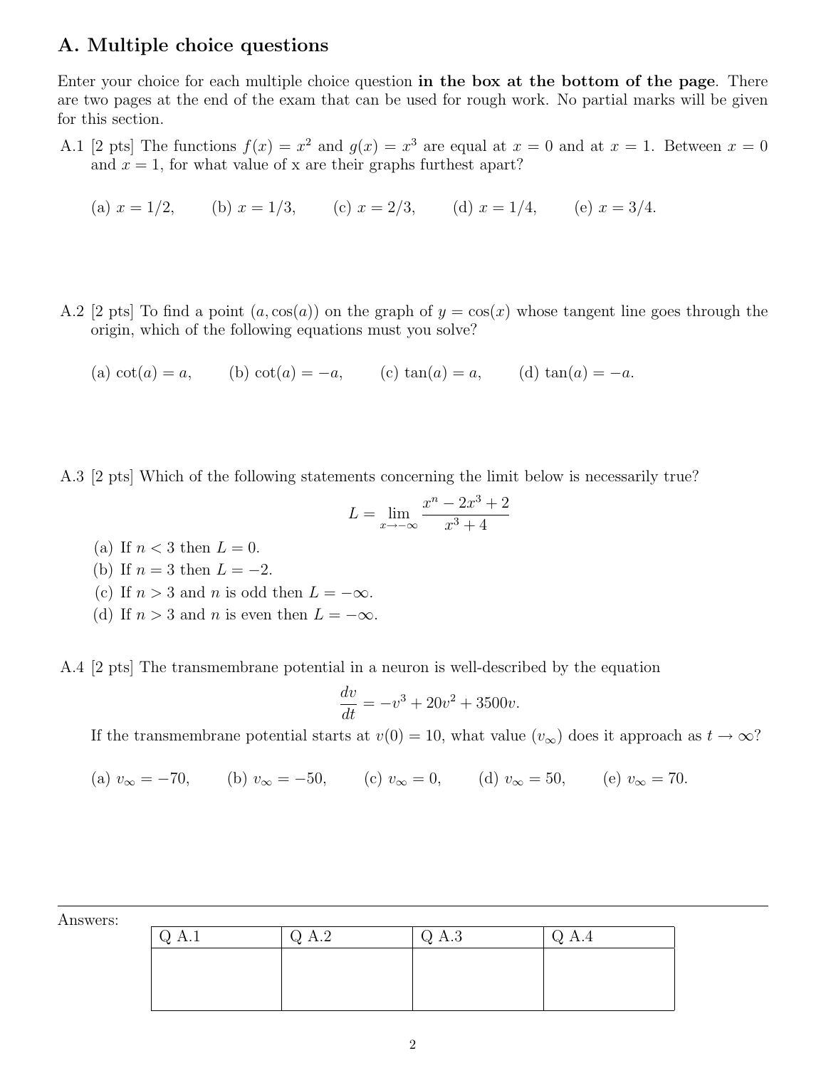## A. Multiple choice questions

Enter your choice for each multiple choice question **in the box at the bottom of the page**. There are two pages at the end of the exam that can be used for rough work. No partial marks will be given for this section.

A.1 [2 pts] The functions $f(x) = x^2$ and $g(x) = x^3$ are equal at $x = 0$ and at $x = 1$. Between $x = 0$ and $x = 1$, for what value of x are their graphs furthest apart?

(a) $x = 1/2$, (b) $x = 1/3$, (c) $x = 2/3$, (d) $x = 1/4$, (e) $x = 3/4$.

A.2 [2 pts] To find a point $(a, \cos(a))$ on the graph of $y = \cos(x)$ whose tangent line goes through the origin, which of the following equations must you solve?

(a) $\cot(a) = a$, (b) $\cot(a) = -a$, (c) $\tan(a) = a$, (d) $\tan(a) = -a$.

A.3 [2 pts] Which of the following statements concerning the limit below is necessarily true?

$$L = \lim_{x \to -\infty} \frac{x^n - 2x^3 + 2}{x^3 + 4}$$

(a) If $n < 3$ then $L = 0$.
(b) If $n = 3$ then $L = -2$.
(c) If $n > 3$ and $n$ is odd then $L = -\infty$.
(d) If $n > 3$ and $n$ is even then $L = -\infty$.

A.4 [2 pts] The transmembrane potential in a neuron is well-described by the equation

$$\frac{dv}{dt} = -v^3 + 20v^2 + 3500v.$$

If the transmembrane potential starts at $v(0) = 10$, what value ($v_\infty$) does it approach as $t \to \infty$?

(a) $v_\infty = -70$, (b) $v_\infty = -50$, (c) $v_\infty = 0$, (d) $v_\infty = 50$, (e) $v_\infty = 70$.

Answers:

| Q A.1 | Q A.2 | Q A.3 | Q A.4 |
|---|---|---|---|
| | | | |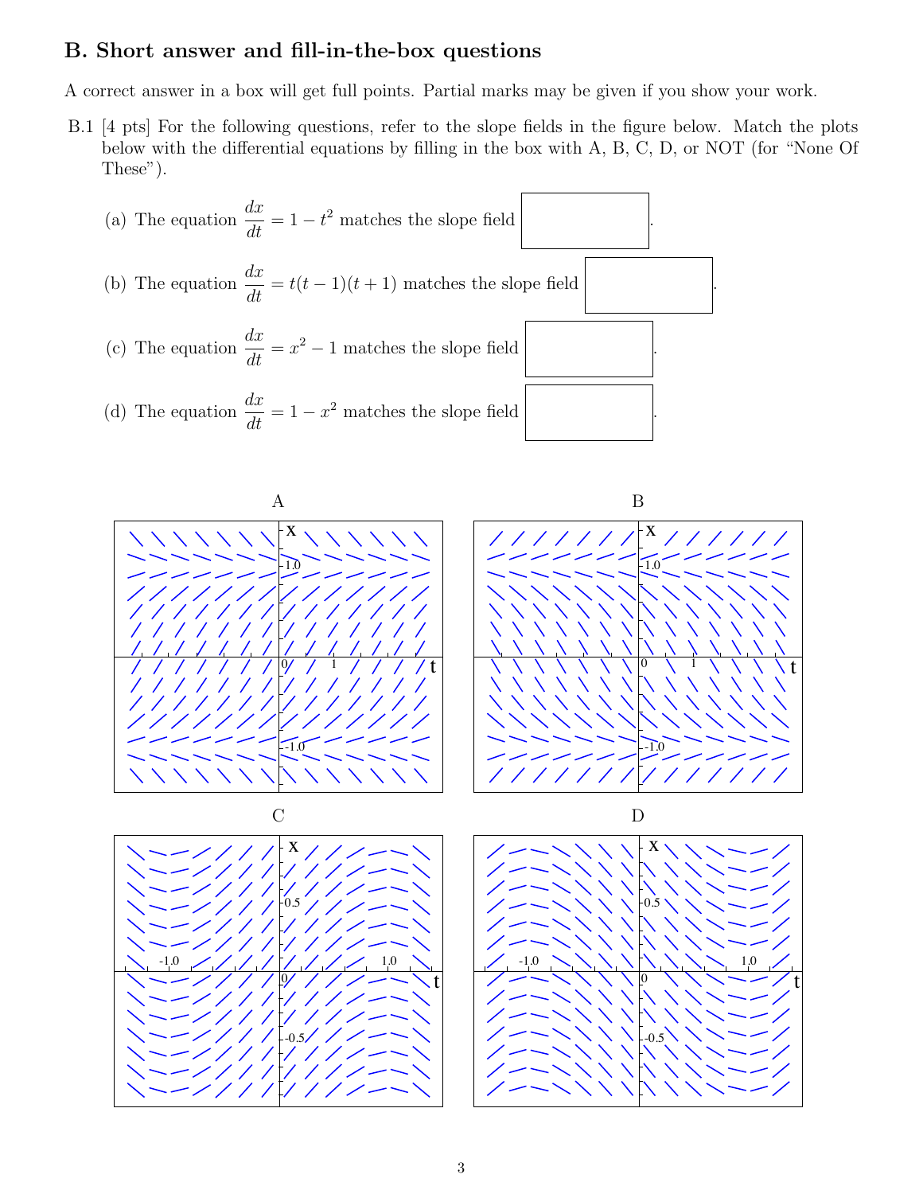## B. Short answer and fill-in-the-box questions

A correct answer in a box will get full points. Partial marks may be given if you show your work.

B.1 [4 pts] For the following questions, refer to the slope fields in the figure below. Match the plots below with the differential equations by filling in the box with A, B, C, D, or NOT (for "None Of These").

(a) The equation $\dfrac{dx}{dt} = 1 - t^2$ matches the slope field $\boxed{\phantom{XXXX}}$.

(b) The equation $\dfrac{dx}{dt} = t(t-1)(t+1)$ matches the slope field $\boxed{\phantom{XXXX}}$.

(c) The equation $\dfrac{dx}{dt} = x^2 - 1$ matches the slope field $\boxed{\phantom{XXXX}}$.

(d) The equation $\dfrac{dx}{dt} = 1 - x^2$ matches the slope field $\boxed{\phantom{XXXX}}$.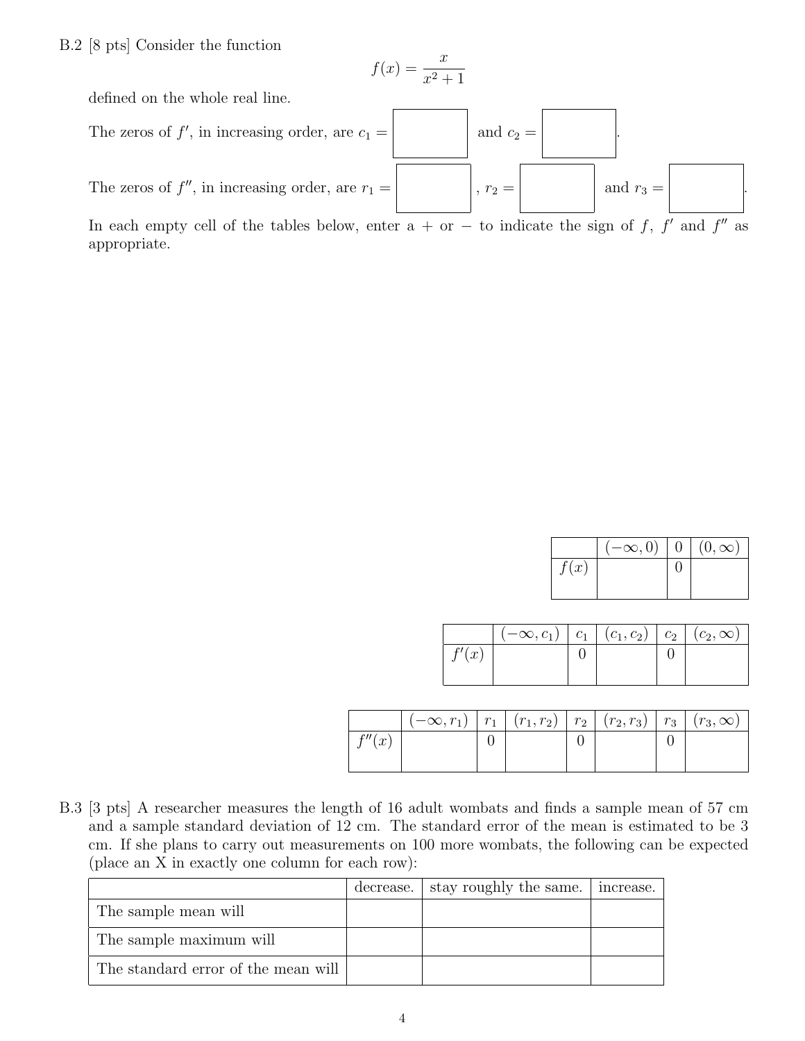B.2 [8 pts] Consider the function

$$f(x) = \frac{x}{x^2 + 1}$$

defined on the whole real line.

The zeros of $f'$, in increasing order, are $c_1 =$ ______ and $c_2 =$ ______.

The zeros of $f''$, in increasing order, are $r_1 =$ ______, $r_2 =$ ______ and $r_3 =$ ______.

In each empty cell of the tables below, enter a + or − to indicate the sign of $f$, $f'$ and $f''$ as appropriate.

| | $(-\infty, 0)$ | $0$ | $(0, \infty)$ |
|---|---|---|---|
| $f(x)$ | | 0 | |

| | $(-\infty, c_1)$ | $c_1$ | $(c_1, c_2)$ | $c_2$ | $(c_2, \infty)$ |
|---|---|---|---|---|---|
| $f'(x)$ | | 0 | | 0 | |

| | $(-\infty, r_1)$ | $r_1$ | $(r_1, r_2)$ | $r_2$ | $(r_2, r_3)$ | $r_3$ | $(r_3, \infty)$ |
|---|---|---|---|---|---|---|---|
| $f''(x)$ | | 0 | | 0 | | 0 | |

B.3 [3 pts] A researcher measures the length of 16 adult wombats and finds a sample mean of 57 cm and a sample standard deviation of 12 cm. The standard error of the mean is estimated to be 3 cm. If she plans to carry out measurements on 100 more wombats, the following can be expected (place an X in exactly one column for each row):

| | decrease. | stay roughly the same. | increase. |
|---|---|---|---|
| The sample mean will | | | |
| The sample maximum will | | | |
| The standard error of the mean will | | | |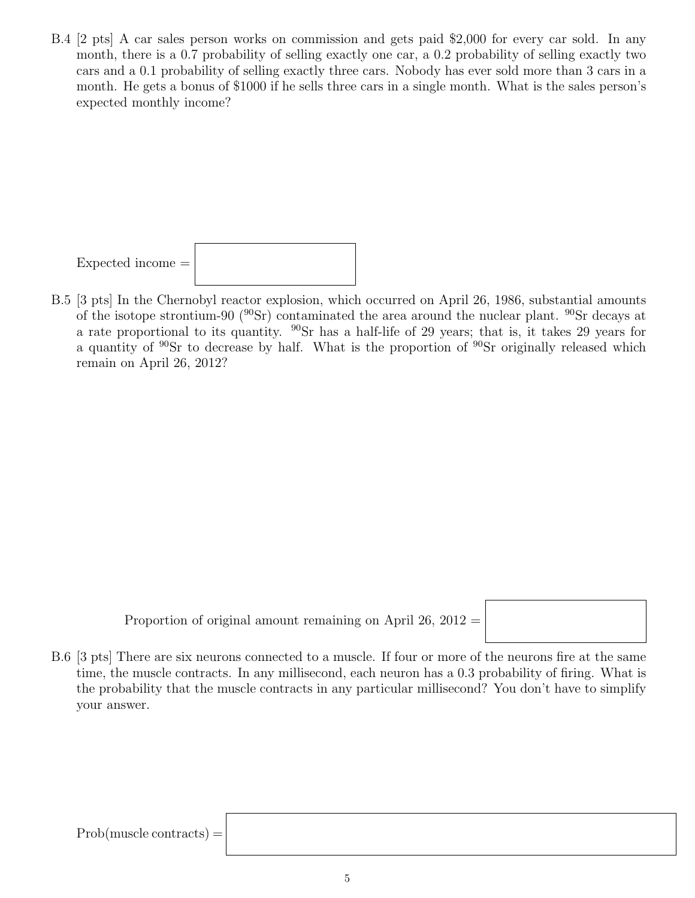B.4 [2 pts] A car sales person works on commission and gets paid \$2,000 for every car sold. In any month, there is a 0.7 probability of selling exactly one car, a 0.2 probability of selling exactly two cars and a 0.1 probability of selling exactly three cars. Nobody has ever sold more than 3 cars in a month. He gets a bonus of \$1000 if he sells three cars in a single month. What is the sales person's expected monthly income?

Expected income = 

B.5 [3 pts] In the Chernobyl reactor explosion, which occurred on April 26, 1986, substantial amounts of the isotope strontium-90 ($^{90}$Sr) contaminated the area around the nuclear plant. $^{90}$Sr decays at a rate proportional to its quantity. $^{90}$Sr has a half-life of 29 years; that is, it takes 29 years for a quantity of $^{90}$Sr to decrease by half. What is the proportion of $^{90}$Sr originally released which remain on April 26, 2012?

Proportion of original amount remaining on April 26, 2012 = 

B.6 [3 pts] There are six neurons connected to a muscle. If four or more of the neurons fire at the same time, the muscle contracts. In any millisecond, each neuron has a 0.3 probability of firing. What is the probability that the muscle contracts in any particular millisecond? You don't have to simplify your answer.

Prob(muscle contracts) =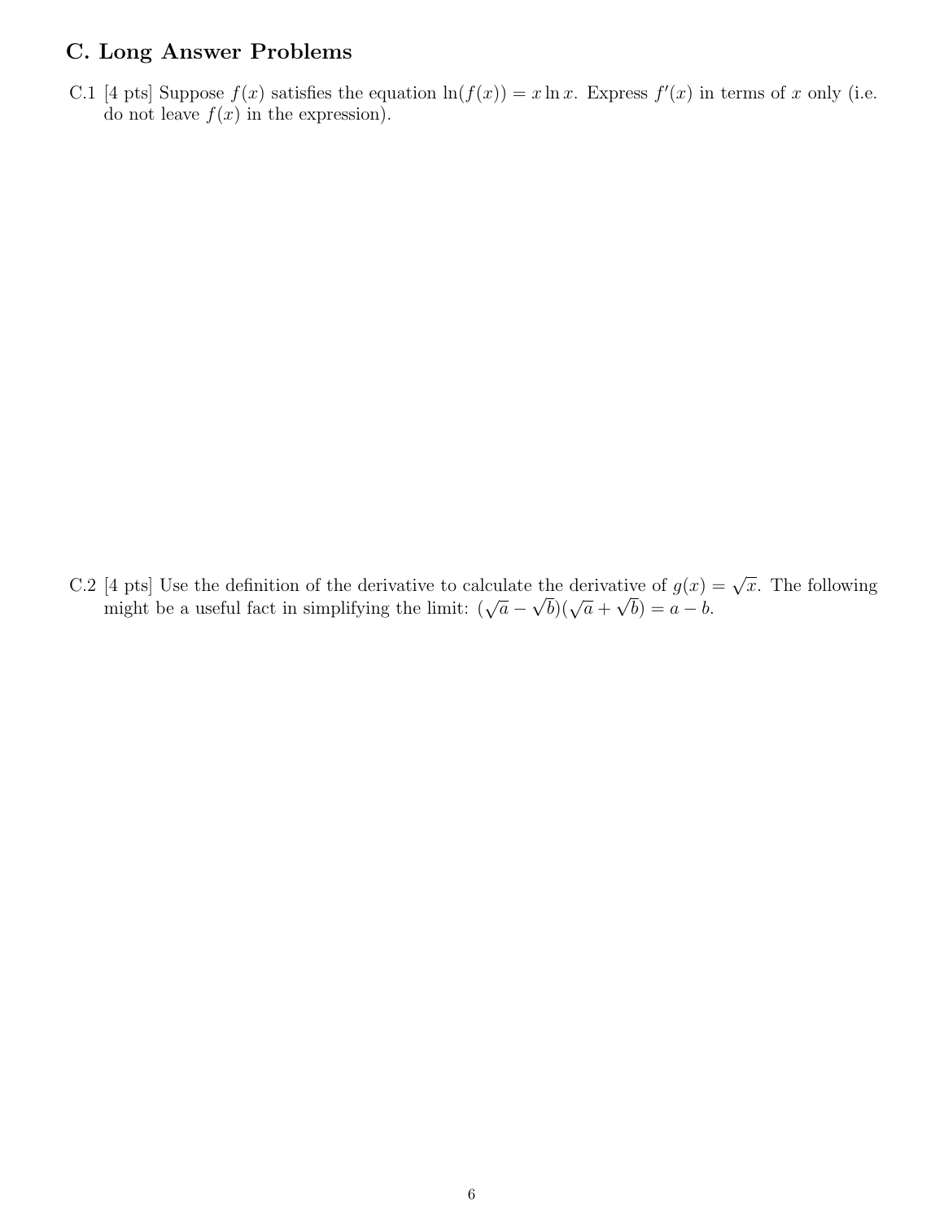## C. Long Answer Problems

C.1 [4 pts] Suppose $f(x)$ satisfies the equation $\ln(f(x)) = x \ln x$. Express $f'(x)$ in terms of $x$ only (i.e. do not leave $f(x)$ in the expression).

C.2 [4 pts] Use the definition of the derivative to calculate the derivative of $g(x) = \sqrt{x}$. The following might be a useful fact in simplifying the limit: $(\sqrt{a} - \sqrt{b})(\sqrt{a} + \sqrt{b}) = a - b$.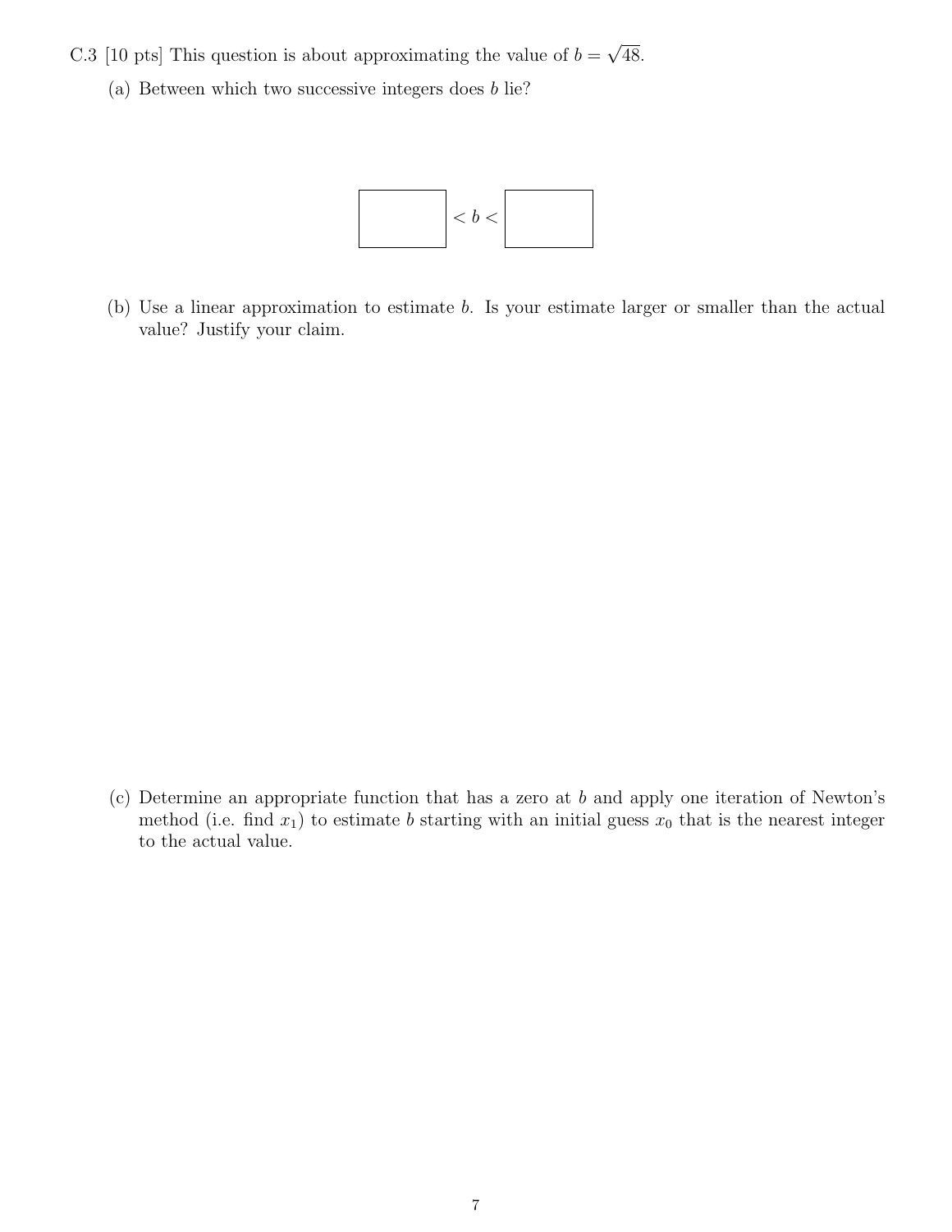C.3 [10 pts] This question is about approximating the value of $b = \sqrt{48}$.

(a) Between which two successive integers does $b$ lie?

$$\boxed{\phantom{00}} < b < \boxed{\phantom{00}}$$

(b) Use a linear approximation to estimate $b$. Is your estimate larger or smaller than the actual value? Justify your claim.

(c) Determine an appropriate function that has a zero at $b$ and apply one iteration of Newton's method (i.e. find $x_1$) to estimate $b$ starting with an initial guess $x_0$ that is the nearest integer to the actual value.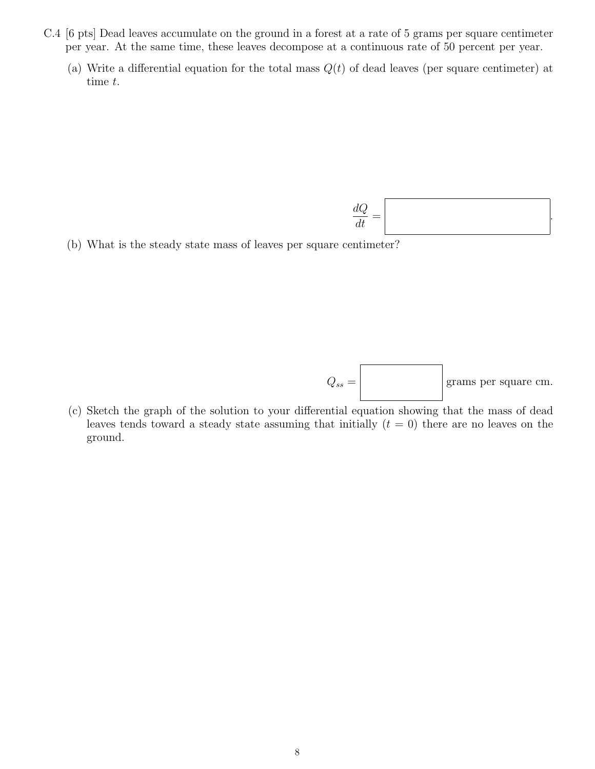C.4 [6 pts] Dead leaves accumulate on the ground in a forest at a rate of 5 grams per square centimeter per year. At the same time, these leaves decompose at a continuous rate of 50 percent per year.

(a) Write a differential equation for the total mass $Q(t)$ of dead leaves (per square centimeter) at time $t$.

$$\frac{dQ}{dt} = \boxed{\phantom{xxxxxxxxxx}}.$$

(b) What is the steady state mass of leaves per square centimeter?

$Q_{ss} = \boxed{\phantom{xxxxxx}}$ grams per square cm.

(c) Sketch the graph of the solution to your differential equation showing that the mass of dead leaves tends toward a steady state assuming that initially ($t = 0$) there are no leaves on the ground.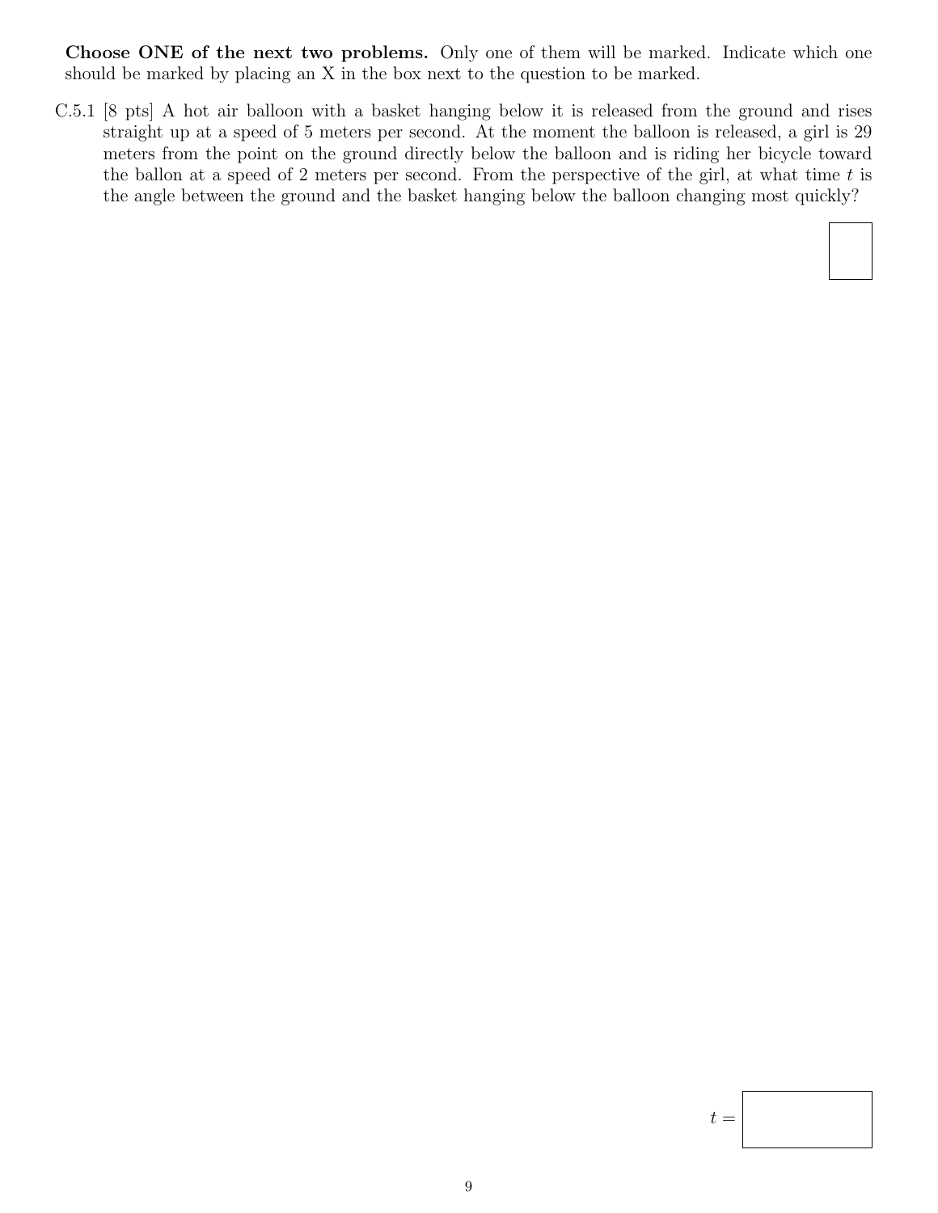**Choose ONE of the next two problems.** Only one of them will be marked. Indicate which one should be marked by placing an X in the box next to the question to be marked.

C.5.1 [8 pts] A hot air balloon with a basket hanging below it is released from the ground and rises straight up at a speed of 5 meters per second. At the moment the balloon is released, a girl is 29 meters from the point on the ground directly below the balloon and is riding her bicycle toward the ballon at a speed of 2 meters per second. From the perspective of the girl, at what time $t$ is the angle between the ground and the basket hanging below the balloon changing most quickly?

$t =$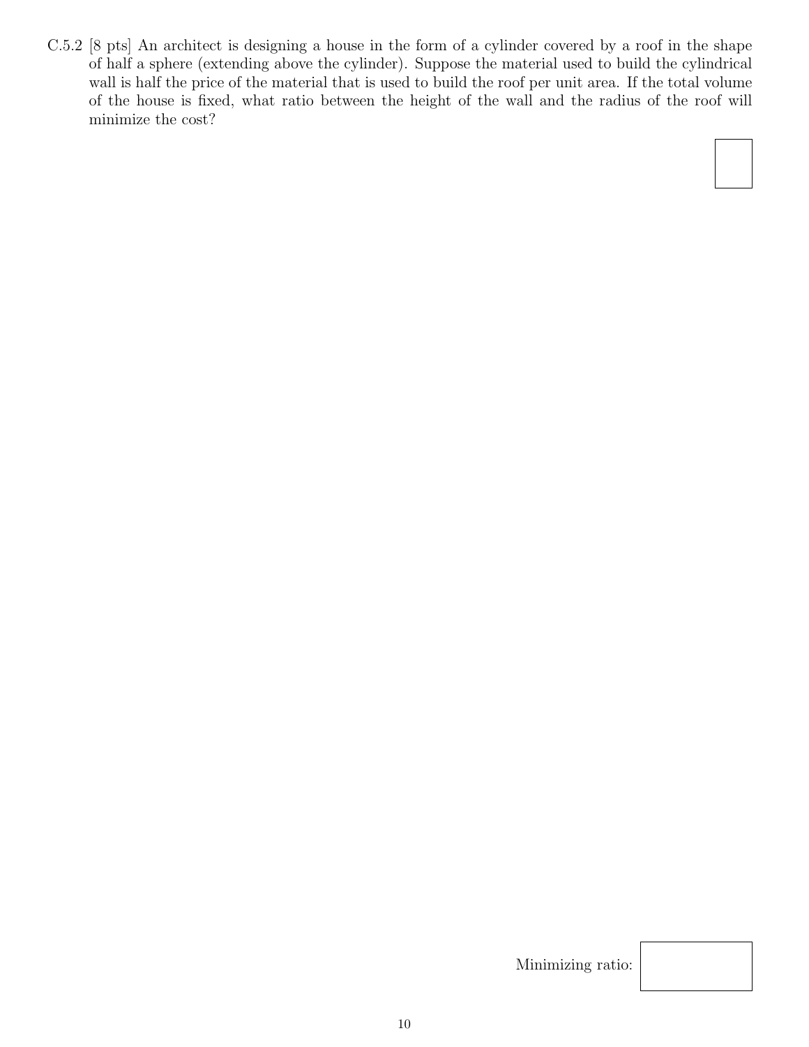C.5.2 [8 pts] An architect is designing a house in the form of a cylinder covered by a roof in the shape of half a sphere (extending above the cylinder). Suppose the material used to build the cylindrical wall is half the price of the material that is used to build the roof per unit area. If the total volume of the house is fixed, what ratio between the height of the wall and the radius of the roof will minimize the cost?

Minimizing ratio: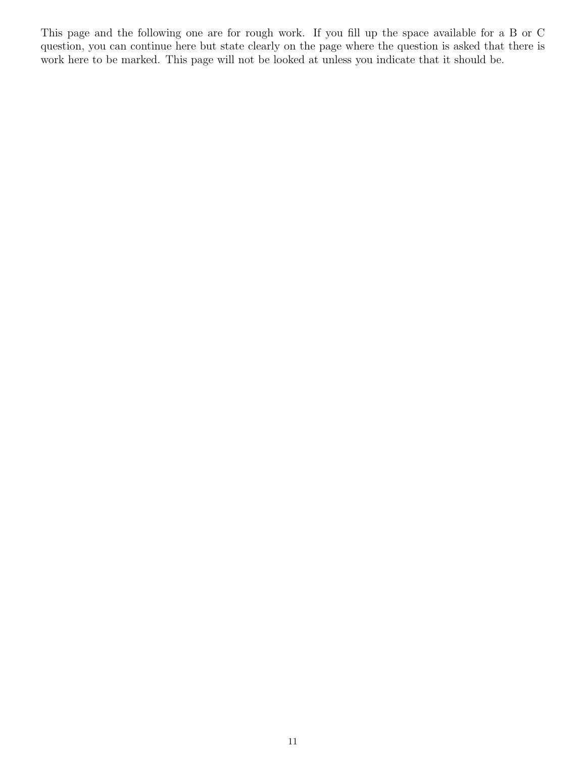This page and the following one are for rough work. If you fill up the space available for a B or C question, you can continue here but state clearly on the page where the question is asked that there is work here to be marked. This page will not be looked at unless you indicate that it should be.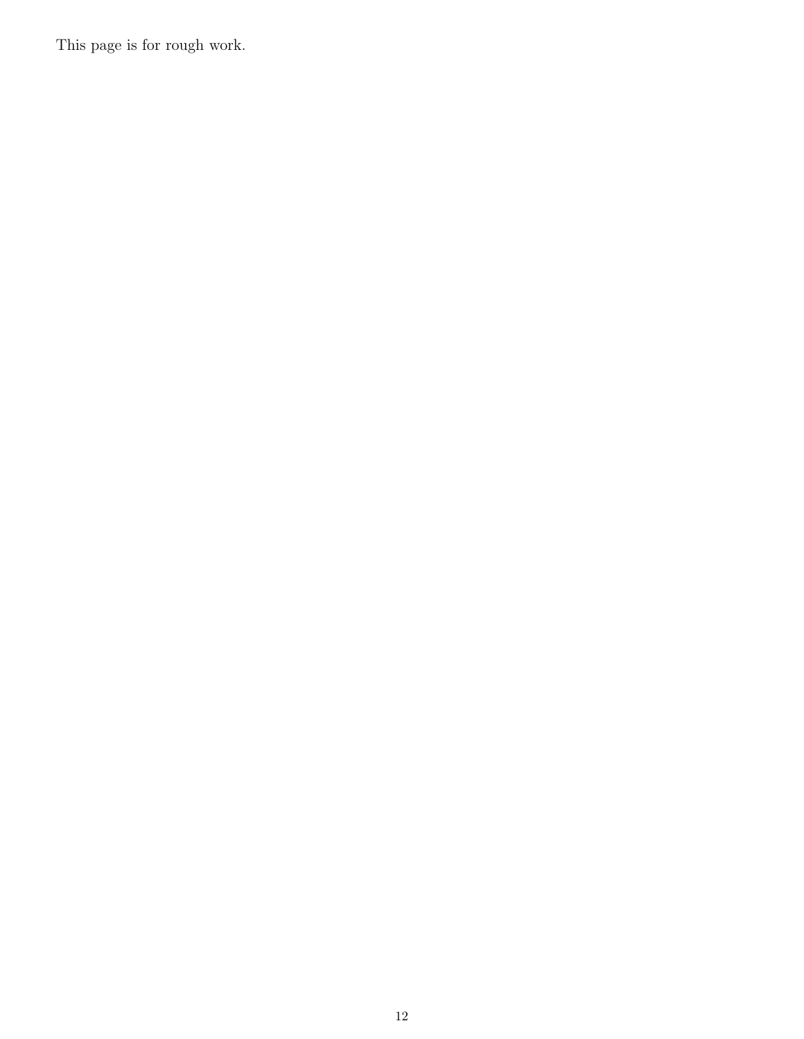This page is for rough work.